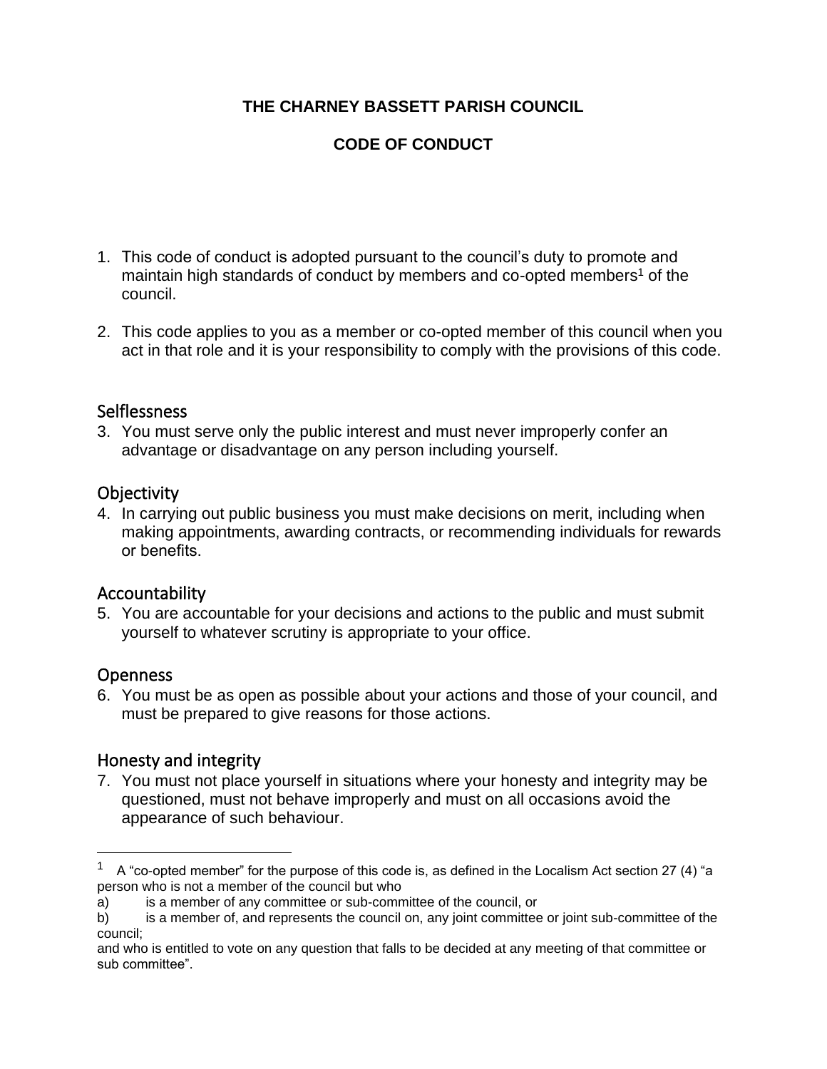**THE CHARNEY BASSETT PARISH COUNCIL**

**CODE OF CONDUCT**

1. This code of conduct is adopted pursuant to the council's duty to promote and maintain high standards of conduct by members and co-opted members[1] of the council.

2. This code applies to you as a member or co-opted member of this council when you act in that role and it is your responsibility to comply with the provisions of this code.

## Selflessness

3. You must serve only the public interest and must never improperly confer an advantage or disadvantage on any person including yourself.

## Objectivity

4. In carrying out public business you must make decisions on merit, including when making appointments, awarding contracts, or recommending individuals for rewards or benefits.

## Accountability

5. You are accountable for your decisions and actions to the public and must submit yourself to whatever scrutiny is appropriate to your office.

## Openness

6. You must be as open as possible about your actions and those of your council, and must be prepared to give reasons for those actions.

## Honesty and integrity

7. You must not place yourself in situations where your honesty and integrity may be questioned, must not behave improperly and must on all occasions avoid the appearance of such behaviour.

---

[1] A "co-opted member" for the purpose of this code is, as defined in the Localism Act section 27 (4) "a person who is not a member of the council but who

a) is a member of any committee or sub-committee of the council, or

b) is a member of, and represents the council on, any joint committee or joint sub-committee of the council;

and who is entitled to vote on any question that falls to be decided at any meeting of that committee or sub committee".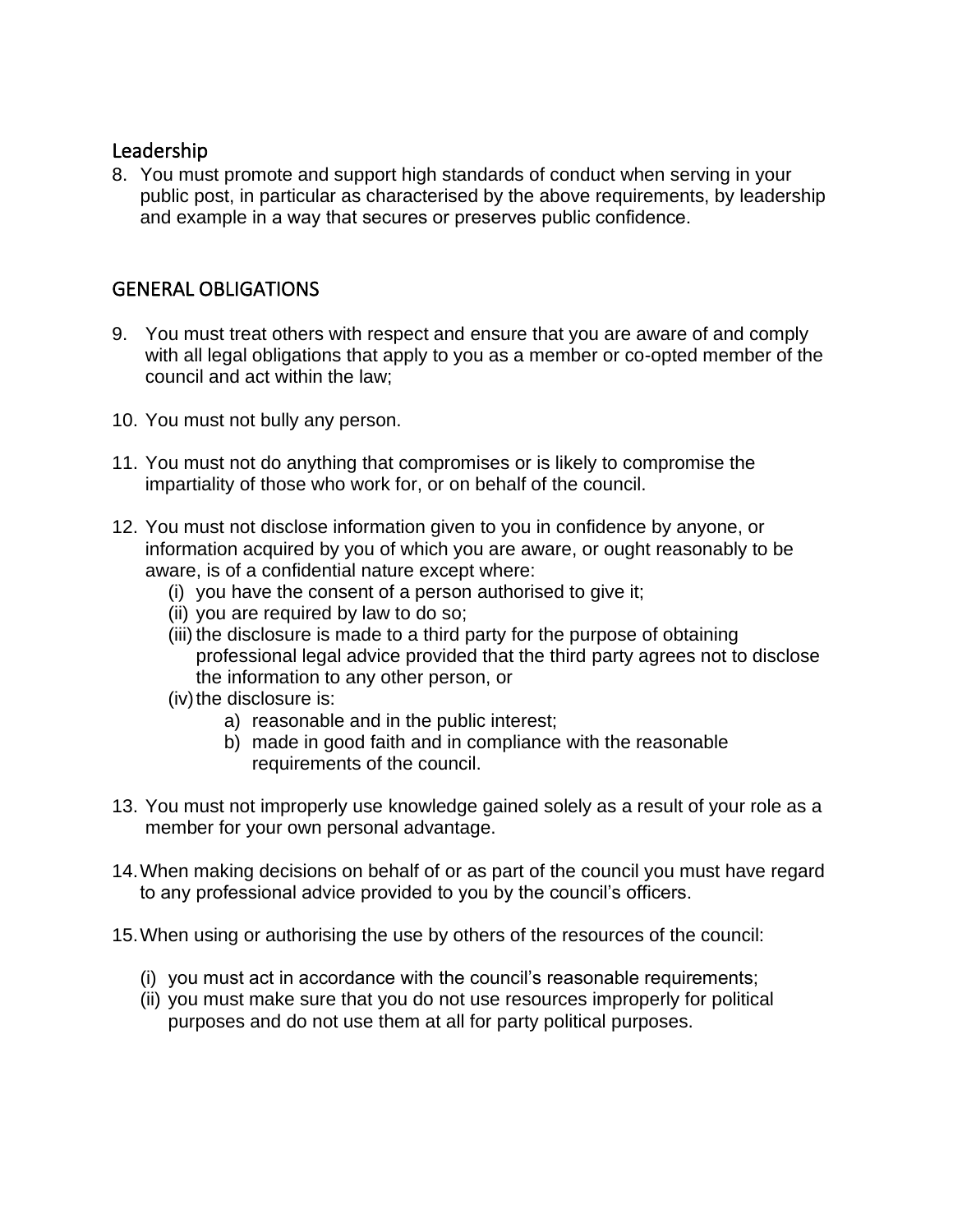## Leadership

8. You must promote and support high standards of conduct when serving in your public post, in particular as characterised by the above requirements, by leadership and example in a way that secures or preserves public confidence.

## GENERAL OBLIGATIONS

9. You must treat others with respect and ensure that you are aware of and comply with all legal obligations that apply to you as a member or co-opted member of the council and act within the law;

10. You must not bully any person.

11. You must not do anything that compromises or is likely to compromise the impartiality of those who work for, or on behalf of the council.

12. You must not disclose information given to you in confidence by anyone, or information acquired by you of which you are aware, or ought reasonably to be aware, is of a confidential nature except where:
    - (i) you have the consent of a person authorised to give it;
    - (ii) you are required by law to do so;
    - (iii) the disclosure is made to a third party for the purpose of obtaining professional legal advice provided that the third party agrees not to disclose the information to any other person, or
    - (iv) the disclosure is:
        - a) reasonable and in the public interest;
        - b) made in good faith and in compliance with the reasonable requirements of the council.

13. You must not improperly use knowledge gained solely as a result of your role as a member for your own personal advantage.

14. When making decisions on behalf of or as part of the council you must have regard to any professional advice provided to you by the council's officers.

15. When using or authorising the use by others of the resources of the council:
    - (i) you must act in accordance with the council's reasonable requirements;
    - (ii) you must make sure that you do not use resources improperly for political purposes and do not use them at all for party political purposes.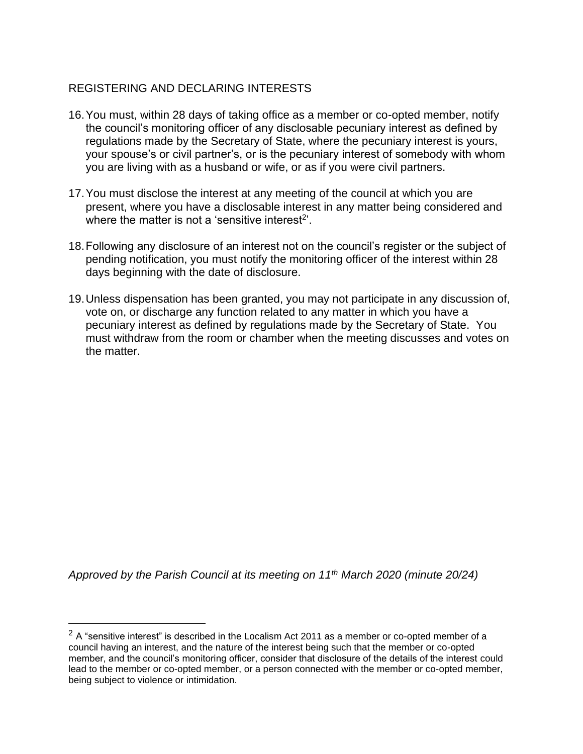## REGISTERING AND DECLARING INTERESTS

16. You must, within 28 days of taking office as a member or co-opted member, notify the council's monitoring officer of any disclosable pecuniary interest as defined by regulations made by the Secretary of State, where the pecuniary interest is yours, your spouse's or civil partner's, or is the pecuniary interest of somebody with whom you are living with as a husband or wife, or as if you were civil partners.

17. You must disclose the interest at any meeting of the council at which you are present, where you have a disclosable interest in any matter being considered and where the matter is not a 'sensitive interest[2]'.

18. Following any disclosure of an interest not on the council's register or the subject of pending notification, you must notify the monitoring officer of the interest within 28 days beginning with the date of disclosure.

19. Unless dispensation has been granted, you may not participate in any discussion of, vote on, or discharge any function related to any matter in which you have a pecuniary interest as defined by regulations made by the Secretary of State. You must withdraw from the room or chamber when the meeting discusses and votes on the matter.

*Approved by the Parish Council at its meeting on 11th March 2020 (minute 20/24)*

---

[2] A "sensitive interest" is described in the Localism Act 2011 as a member or co-opted member of a council having an interest, and the nature of the interest being such that the member or co-opted member, and the council's monitoring officer, consider that disclosure of the details of the interest could lead to the member or co-opted member, or a person connected with the member or co-opted member, being subject to violence or intimidation.